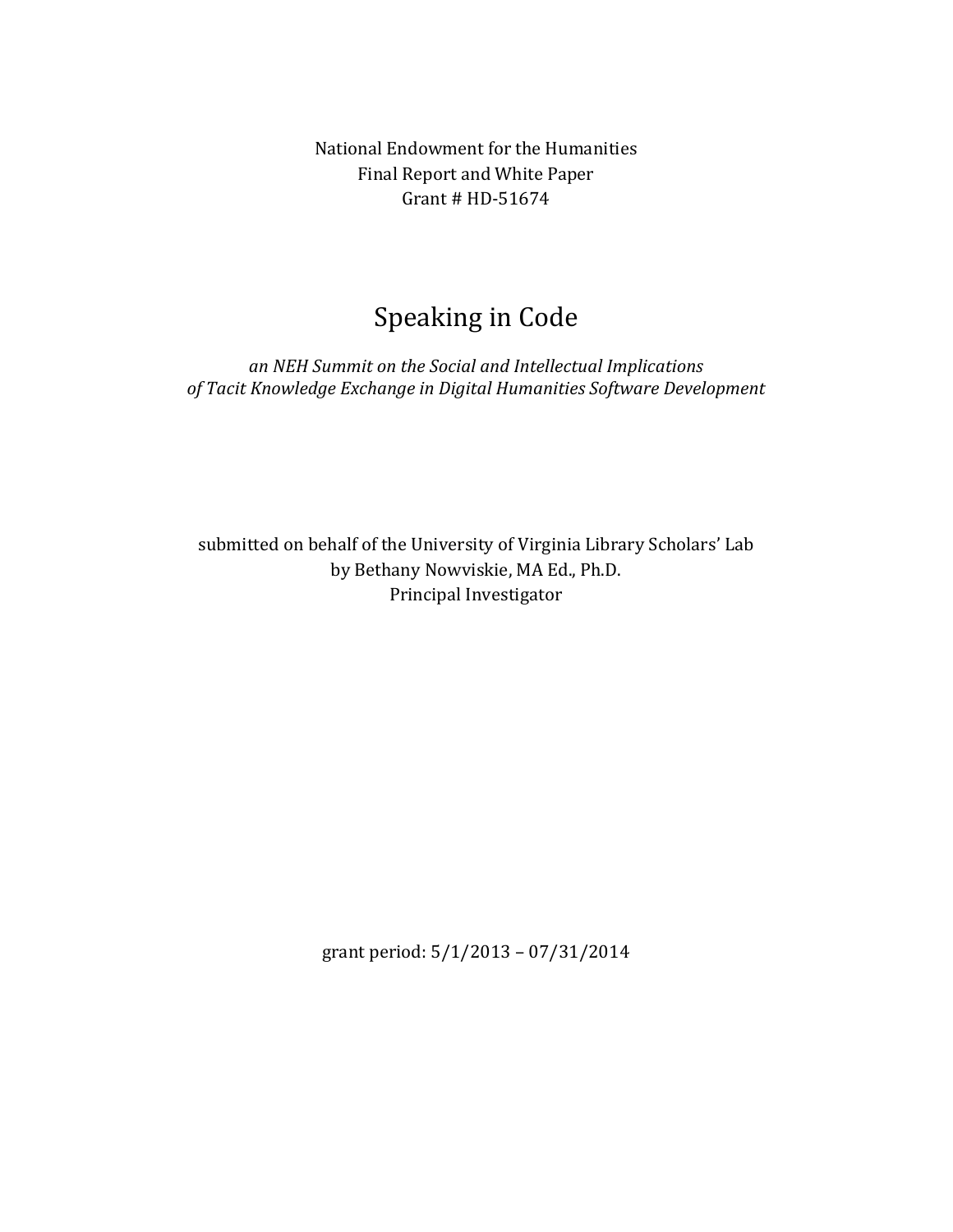National Endowment for the Humanities
Final Report and White Paper
Grant # HD-51674

# Speaking in Code

*an NEH Summit on the Social and Intellectual Implications of Tacit Knowledge Exchange in Digital Humanities Software Development*

submitted on behalf of the University of Virginia Library Scholars' Lab
by Bethany Nowviskie, MA Ed., Ph.D.
Principal Investigator

grant period: 5/1/2013 – 07/31/2014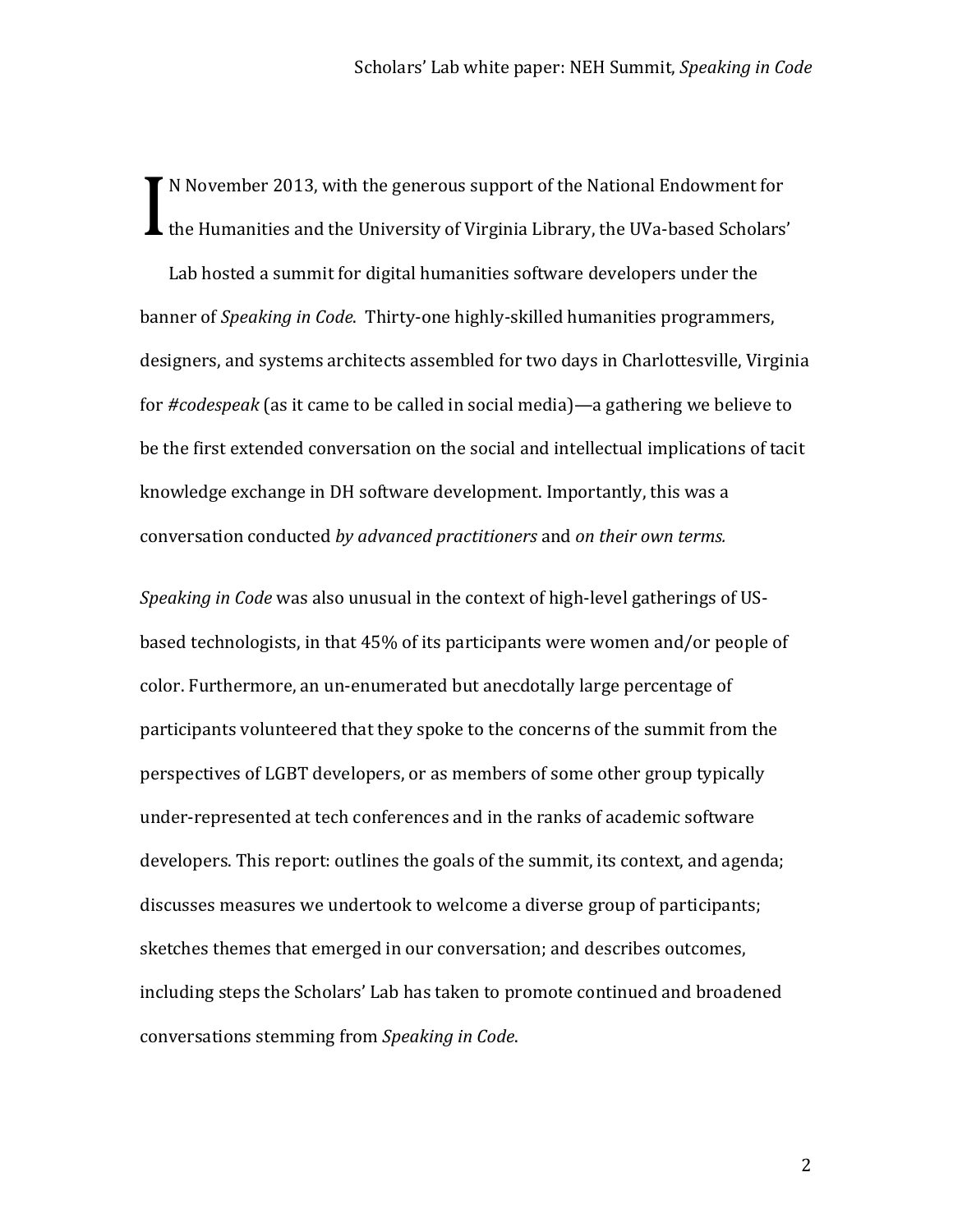IN November 2013, with the generous support of the National Endowment for the Humanities and the University of Virginia Library, the UVa-based Scholars' Lab hosted a summit for digital humanities software developers under the banner of *Speaking in Code*. Thirty-one highly-skilled humanities programmers, designers, and systems architects assembled for two days in Charlottesville, Virginia for *#codespeak* (as it came to be called in social media)—a gathering we believe to be the first extended conversation on the social and intellectual implications of tacit knowledge exchange in DH software development. Importantly, this was a conversation conducted *by advanced practitioners* and *on their own terms.*

*Speaking in Code* was also unusual in the context of high-level gatherings of US-based technologists, in that 45% of its participants were women and/or people of color. Furthermore, an un-enumerated but anecdotally large percentage of participants volunteered that they spoke to the concerns of the summit from the perspectives of LGBT developers, or as members of some other group typically under-represented at tech conferences and in the ranks of academic software developers. This report: outlines the goals of the summit, its context, and agenda; discusses measures we undertook to welcome a diverse group of participants; sketches themes that emerged in our conversation; and describes outcomes, including steps the Scholars' Lab has taken to promote continued and broadened conversations stemming from *Speaking in Code*.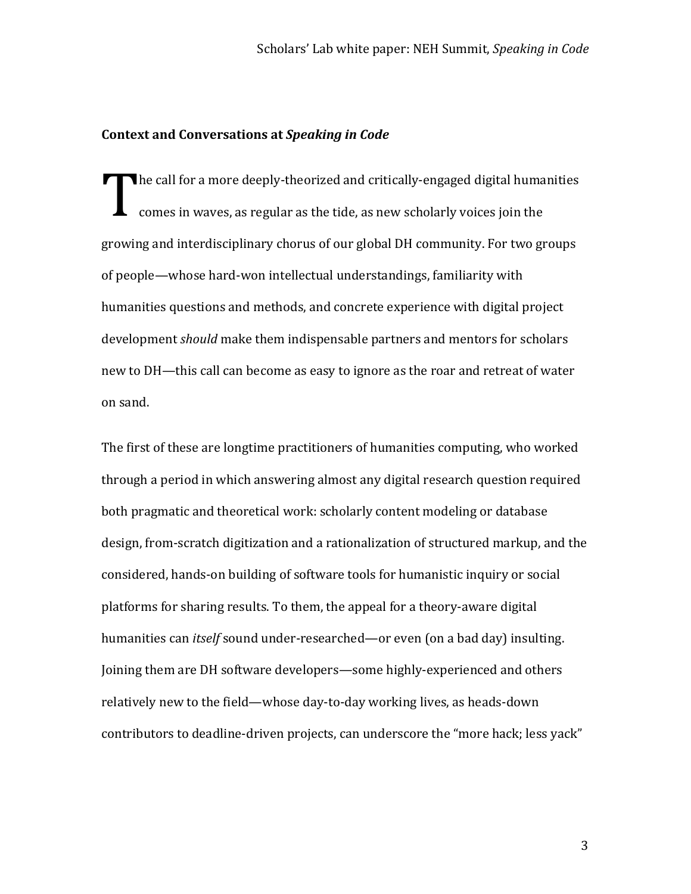**Context and Conversations at *Speaking in Code***

The call for a more deeply-theorized and critically-engaged digital humanities comes in waves, as regular as the tide, as new scholarly voices join the growing and interdisciplinary chorus of our global DH community. For two groups of people—whose hard-won intellectual understandings, familiarity with humanities questions and methods, and concrete experience with digital project development *should* make them indispensable partners and mentors for scholars new to DH—this call can become as easy to ignore as the roar and retreat of water on sand.

The first of these are longtime practitioners of humanities computing, who worked through a period in which answering almost any digital research question required both pragmatic and theoretical work: scholarly content modeling or database design, from-scratch digitization and a rationalization of structured markup, and the considered, hands-on building of software tools for humanistic inquiry or social platforms for sharing results. To them, the appeal for a theory-aware digital humanities can *itself* sound under-researched—or even (on a bad day) insulting. Joining them are DH software developers—some highly-experienced and others relatively new to the field—whose day-to-day working lives, as heads-down contributors to deadline-driven projects, can underscore the "more hack; less yack"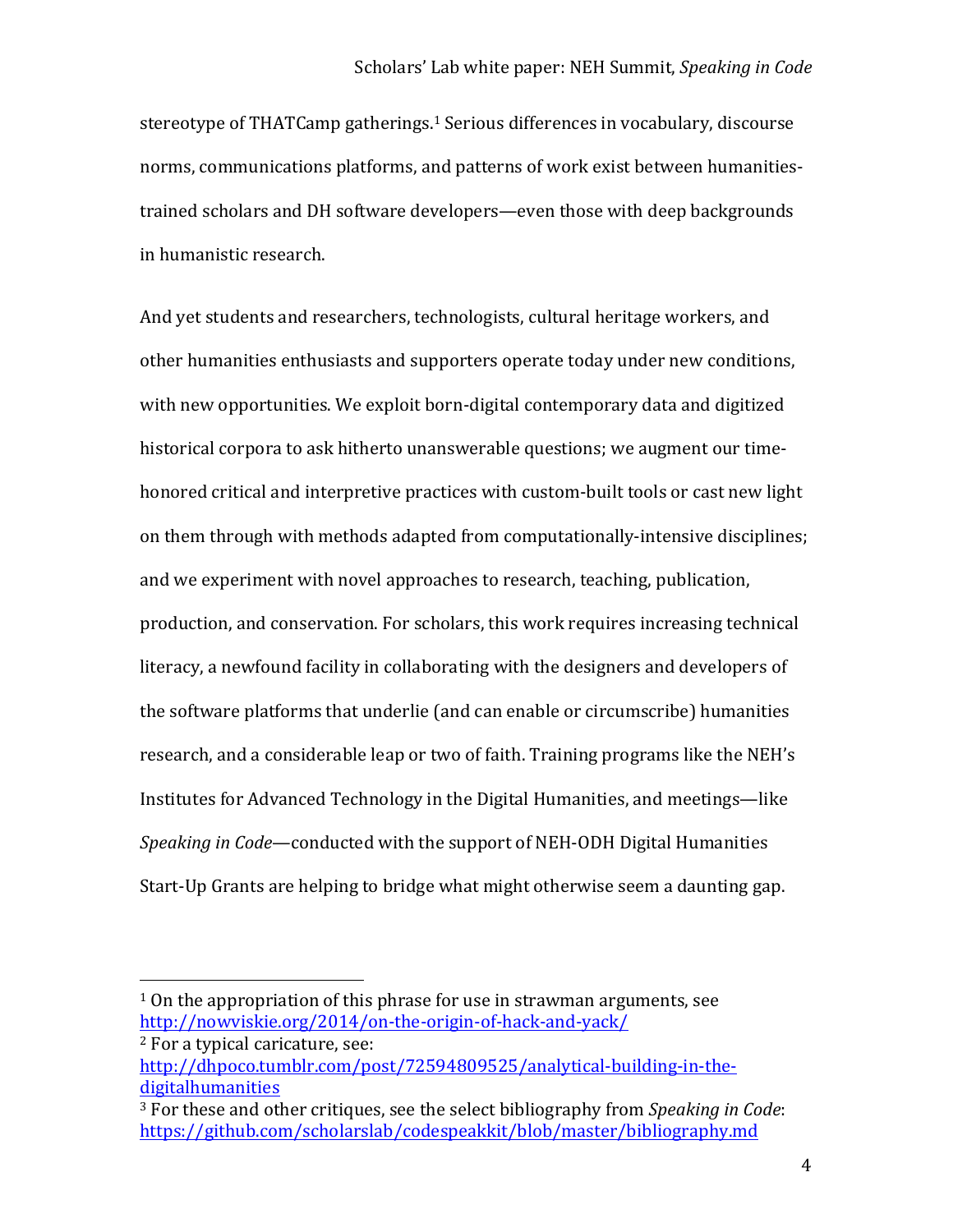stereotype of THATCamp gatherings.[1] Serious differences in vocabulary, discourse norms, communications platforms, and patterns of work exist between humanities-trained scholars and DH software developers—even those with deep backgrounds in humanistic research.

And yet students and researchers, technologists, cultural heritage workers, and other humanities enthusiasts and supporters operate today under new conditions, with new opportunities. We exploit born-digital contemporary data and digitized historical corpora to ask hitherto unanswerable questions; we augment our time-honored critical and interpretive practices with custom-built tools or cast new light on them through with methods adapted from computationally-intensive disciplines; and we experiment with novel approaches to research, teaching, publication, production, and conservation. For scholars, this work requires increasing technical literacy, a newfound facility in collaborating with the designers and developers of the software platforms that underlie (and can enable or circumscribe) humanities research, and a considerable leap or two of faith. Training programs like the NEH's Institutes for Advanced Technology in the Digital Humanities, and meetings—like *Speaking in Code*—conducted with the support of NEH-ODH Digital Humanities Start-Up Grants are helping to bridge what might otherwise seem a daunting gap.

---

[1] On the appropriation of this phrase for use in strawman arguments, see http://nowviskie.org/2014/on-the-origin-of-hack-and-yack/

[2] For a typical caricature, see: http://dhpoco.tumblr.com/post/72594809525/analytical-building-in-the-digitalhumanities

[3] For these and other critiques, see the select bibliography from *Speaking in Code*: https://github.com/scholarslab/codespeakkit/blob/master/bibliography.md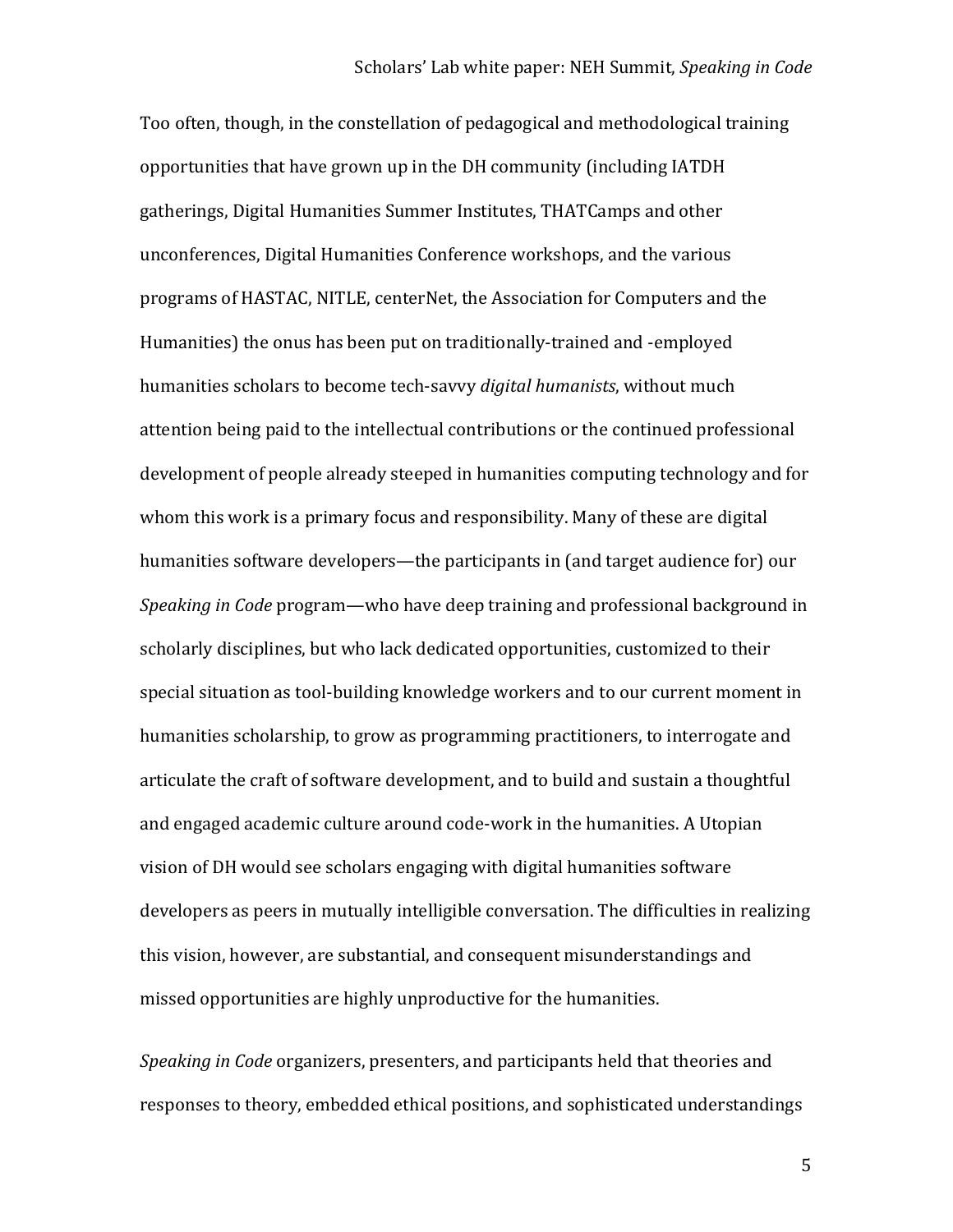Too often, though, in the constellation of pedagogical and methodological training opportunities that have grown up in the DH community (including IATDH gatherings, Digital Humanities Summer Institutes, THATCamps and other unconferences, Digital Humanities Conference workshops, and the various programs of HASTAC, NITLE, centerNet, the Association for Computers and the Humanities) the onus has been put on traditionally-trained and -employed humanities scholars to become tech-savvy *digital humanists*, without much attention being paid to the intellectual contributions or the continued professional development of people already steeped in humanities computing technology and for whom this work is a primary focus and responsibility. Many of these are digital humanities software developers—the participants in (and target audience for) our *Speaking in Code* program—who have deep training and professional background in scholarly disciplines, but who lack dedicated opportunities, customized to their special situation as tool-building knowledge workers and to our current moment in humanities scholarship, to grow as programming practitioners, to interrogate and articulate the craft of software development, and to build and sustain a thoughtful and engaged academic culture around code-work in the humanities. A Utopian vision of DH would see scholars engaging with digital humanities software developers as peers in mutually intelligible conversation. The difficulties in realizing this vision, however, are substantial, and consequent misunderstandings and missed opportunities are highly unproductive for the humanities.

*Speaking in Code* organizers, presenters, and participants held that theories and responses to theory, embedded ethical positions, and sophisticated understandings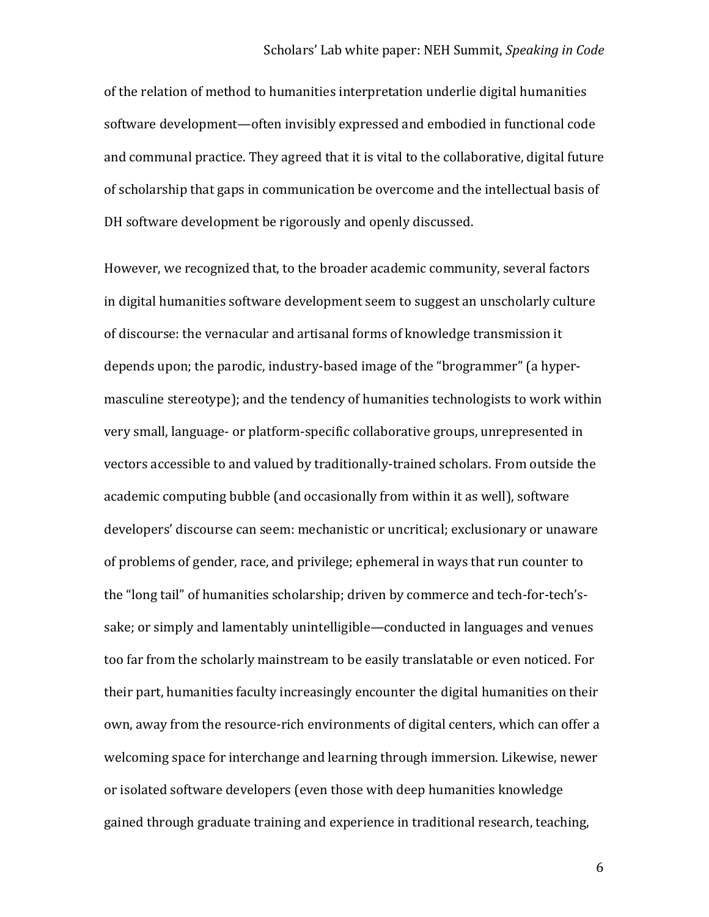of the relation of method to humanities interpretation underlie digital humanities software development—often invisibly expressed and embodied in functional code and communal practice. They agreed that it is vital to the collaborative, digital future of scholarship that gaps in communication be overcome and the intellectual basis of DH software development be rigorously and openly discussed.

However, we recognized that, to the broader academic community, several factors in digital humanities software development seem to suggest an unscholarly culture of discourse: the vernacular and artisanal forms of knowledge transmission it depends upon; the parodic, industry-based image of the "brogrammer" (a hyper-masculine stereotype); and the tendency of humanities technologists to work within very small, language- or platform-specific collaborative groups, unrepresented in vectors accessible to and valued by traditionally-trained scholars. From outside the academic computing bubble (and occasionally from within it as well), software developers' discourse can seem: mechanistic or uncritical; exclusionary or unaware of problems of gender, race, and privilege; ephemeral in ways that run counter to the "long tail" of humanities scholarship; driven by commerce and tech-for-tech's-sake; or simply and lamentably unintelligible—conducted in languages and venues too far from the scholarly mainstream to be easily translatable or even noticed. For their part, humanities faculty increasingly encounter the digital humanities on their own, away from the resource-rich environments of digital centers, which can offer a welcoming space for interchange and learning through immersion. Likewise, newer or isolated software developers (even those with deep humanities knowledge gained through graduate training and experience in traditional research, teaching,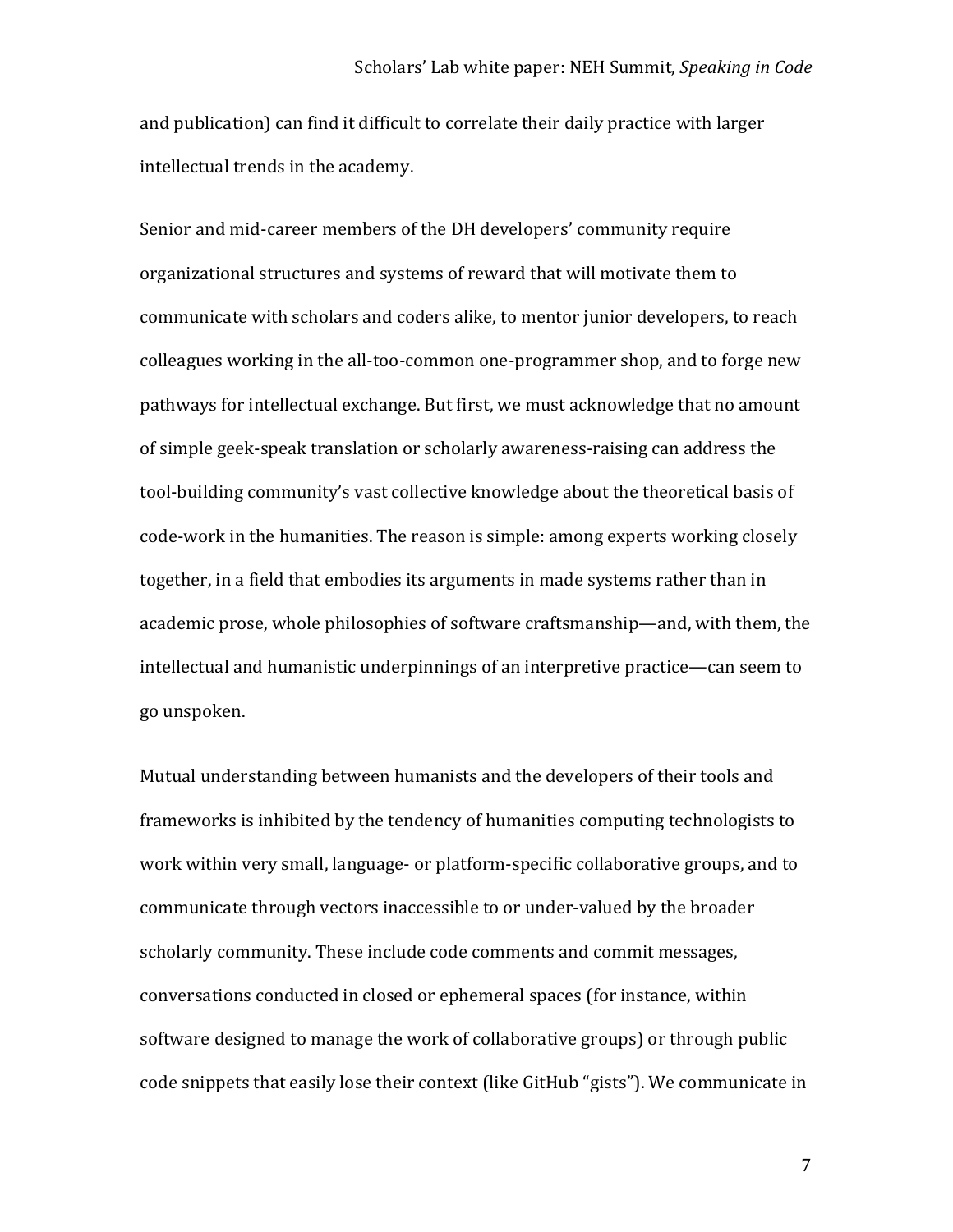and publication) can find it difficult to correlate their daily practice with larger intellectual trends in the academy.

Senior and mid-career members of the DH developers' community require organizational structures and systems of reward that will motivate them to communicate with scholars and coders alike, to mentor junior developers, to reach colleagues working in the all-too-common one-programmer shop, and to forge new pathways for intellectual exchange. But first, we must acknowledge that no amount of simple geek-speak translation or scholarly awareness-raising can address the tool-building community's vast collective knowledge about the theoretical basis of code-work in the humanities. The reason is simple: among experts working closely together, in a field that embodies its arguments in made systems rather than in academic prose, whole philosophies of software craftsmanship—and, with them, the intellectual and humanistic underpinnings of an interpretive practice—can seem to go unspoken.

Mutual understanding between humanists and the developers of their tools and frameworks is inhibited by the tendency of humanities computing technologists to work within very small, language- or platform-specific collaborative groups, and to communicate through vectors inaccessible to or under-valued by the broader scholarly community. These include code comments and commit messages, conversations conducted in closed or ephemeral spaces (for instance, within software designed to manage the work of collaborative groups) or through public code snippets that easily lose their context (like GitHub "gists"). We communicate in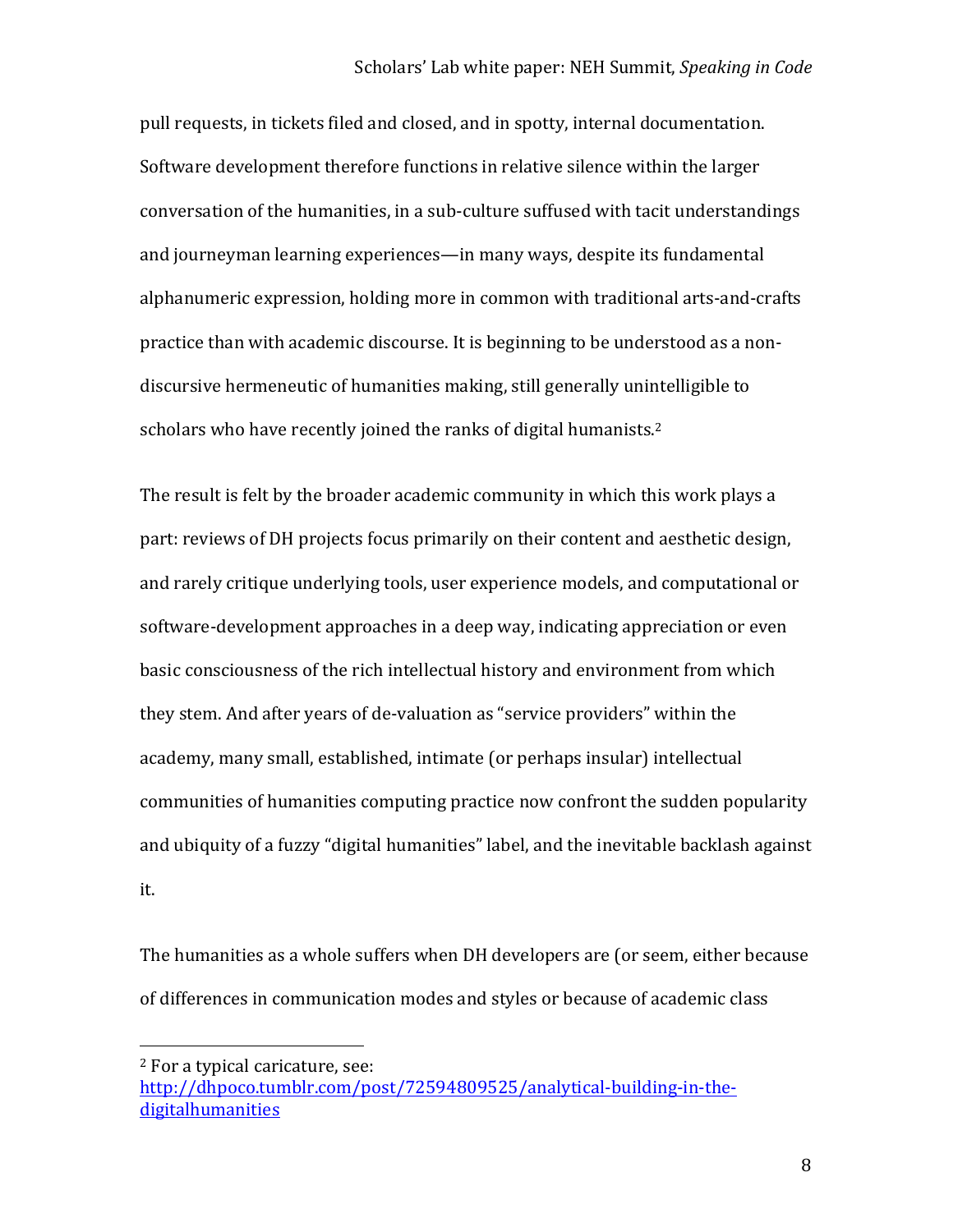pull requests, in tickets filed and closed, and in spotty, internal documentation. Software development therefore functions in relative silence within the larger conversation of the humanities, in a sub-culture suffused with tacit understandings and journeyman learning experiences—in many ways, despite its fundamental alphanumeric expression, holding more in common with traditional arts-and-crafts practice than with academic discourse. It is beginning to be understood as a non-discursive hermeneutic of humanities making, still generally unintelligible to scholars who have recently joined the ranks of digital humanists.[2]

The result is felt by the broader academic community in which this work plays a part: reviews of DH projects focus primarily on their content and aesthetic design, and rarely critique underlying tools, user experience models, and computational or software-development approaches in a deep way, indicating appreciation or even basic consciousness of the rich intellectual history and environment from which they stem. And after years of de-valuation as "service providers" within the academy, many small, established, intimate (or perhaps insular) intellectual communities of humanities computing practice now confront the sudden popularity and ubiquity of a fuzzy "digital humanities" label, and the inevitable backlash against it.

The humanities as a whole suffers when DH developers are (or seem, either because of differences in communication modes and styles or because of academic class

---

[2] For a typical caricature, see: http://dhpoco.tumblr.com/post/72594809525/analytical-building-in-the-digitalhumanities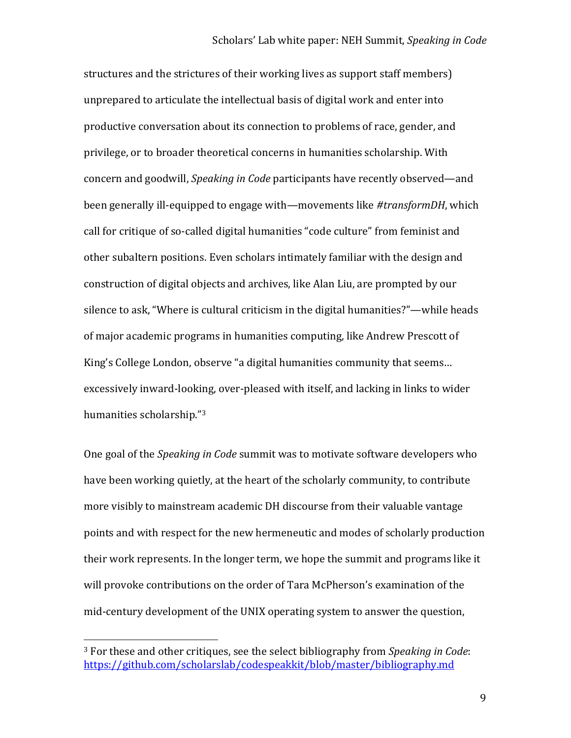structures and the strictures of their working lives as support staff members) unprepared to articulate the intellectual basis of digital work and enter into productive conversation about its connection to problems of race, gender, and privilege, or to broader theoretical concerns in humanities scholarship. With concern and goodwill, *Speaking in Code* participants have recently observed—and been generally ill-equipped to engage with—movements like *#transformDH*, which call for critique of so-called digital humanities "code culture" from feminist and other subaltern positions. Even scholars intimately familiar with the design and construction of digital objects and archives, like Alan Liu, are prompted by our silence to ask, "Where is cultural criticism in the digital humanities?"—while heads of major academic programs in humanities computing, like Andrew Prescott of King's College London, observe "a digital humanities community that seems… excessively inward-looking, over-pleased with itself, and lacking in links to wider humanities scholarship."[3]

One goal of the *Speaking in Code* summit was to motivate software developers who have been working quietly, at the heart of the scholarly community, to contribute more visibly to mainstream academic DH discourse from their valuable vantage points and with respect for the new hermeneutic and modes of scholarly production their work represents. In the longer term, we hope the summit and programs like it will provoke contributions on the order of Tara McPherson's examination of the mid-century development of the UNIX operating system to answer the question,

---

[3] For these and other critiques, see the select bibliography from *Speaking in Code*: https://github.com/scholarslab/codespeakkit/blob/master/bibliography.md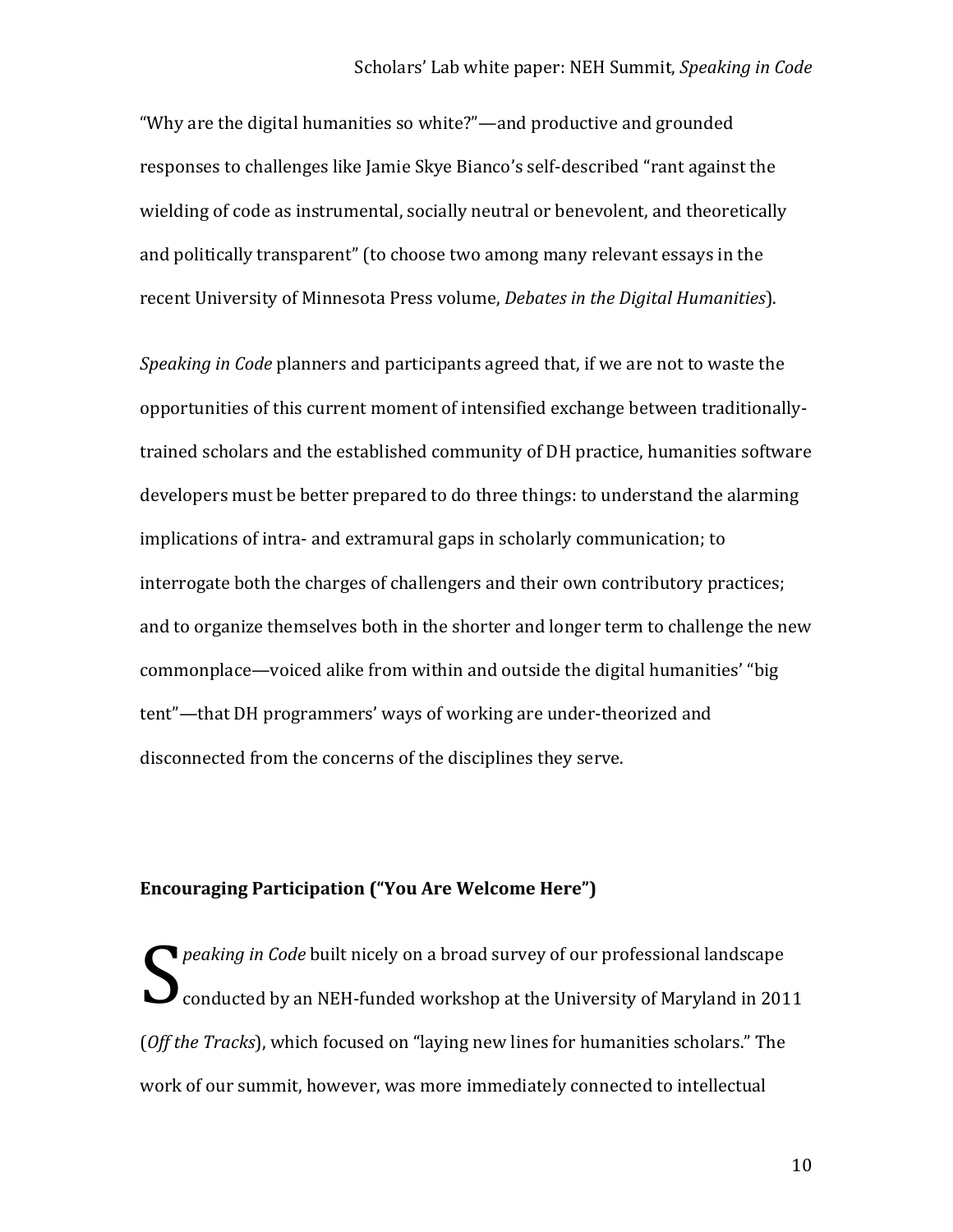"Why are the digital humanities so white?"—and productive and grounded responses to challenges like Jamie Skye Bianco's self-described "rant against the wielding of code as instrumental, socially neutral or benevolent, and theoretically and politically transparent" (to choose two among many relevant essays in the recent University of Minnesota Press volume, *Debates in the Digital Humanities*).

*Speaking in Code* planners and participants agreed that, if we are not to waste the opportunities of this current moment of intensified exchange between traditionally-trained scholars and the established community of DH practice, humanities software developers must be better prepared to do three things: to understand the alarming implications of intra- and extramural gaps in scholarly communication; to interrogate both the charges of challengers and their own contributory practices; and to organize themselves both in the shorter and longer term to challenge the new commonplace—voiced alike from within and outside the digital humanities' "big tent"—that DH programmers' ways of working are under-theorized and disconnected from the concerns of the disciplines they serve.

**Encouraging Participation ("You Are Welcome Here")**

*Speaking in Code* built nicely on a broad survey of our professional landscape conducted by an NEH-funded workshop at the University of Maryland in 2011 (*Off the Tracks*), which focused on "laying new lines for humanities scholars." The work of our summit, however, was more immediately connected to intellectual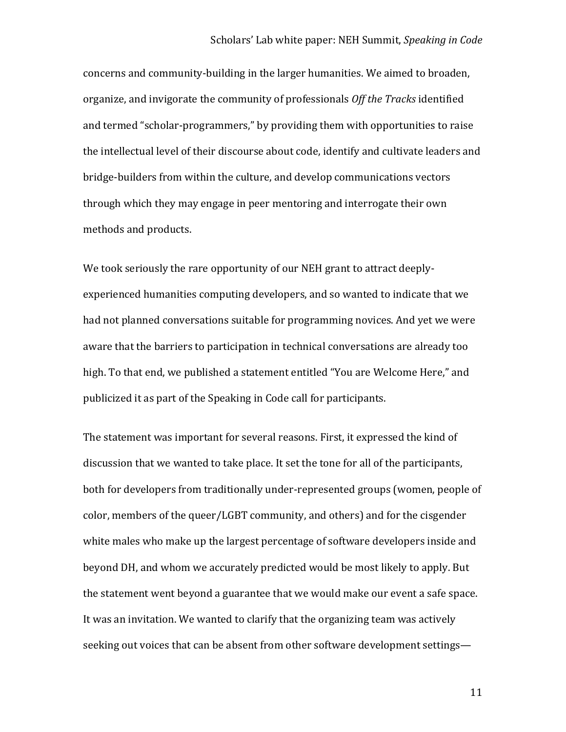concerns and community-building in the larger humanities. We aimed to broaden, organize, and invigorate the community of professionals *Off the Tracks* identified and termed "scholar-programmers," by providing them with opportunities to raise the intellectual level of their discourse about code, identify and cultivate leaders and bridge-builders from within the culture, and develop communications vectors through which they may engage in peer mentoring and interrogate their own methods and products.

We took seriously the rare opportunity of our NEH grant to attract deeply-experienced humanities computing developers, and so wanted to indicate that we had not planned conversations suitable for programming novices. And yet we were aware that the barriers to participation in technical conversations are already too high. To that end, we published a statement entitled "You are Welcome Here," and publicized it as part of the Speaking in Code call for participants.

The statement was important for several reasons. First, it expressed the kind of discussion that we wanted to take place. It set the tone for all of the participants, both for developers from traditionally under-represented groups (women, people of color, members of the queer/LGBT community, and others) and for the cisgender white males who make up the largest percentage of software developers inside and beyond DH, and whom we accurately predicted would be most likely to apply. But the statement went beyond a guarantee that we would make our event a safe space. It was an invitation. We wanted to clarify that the organizing team was actively seeking out voices that can be absent from other software development settings—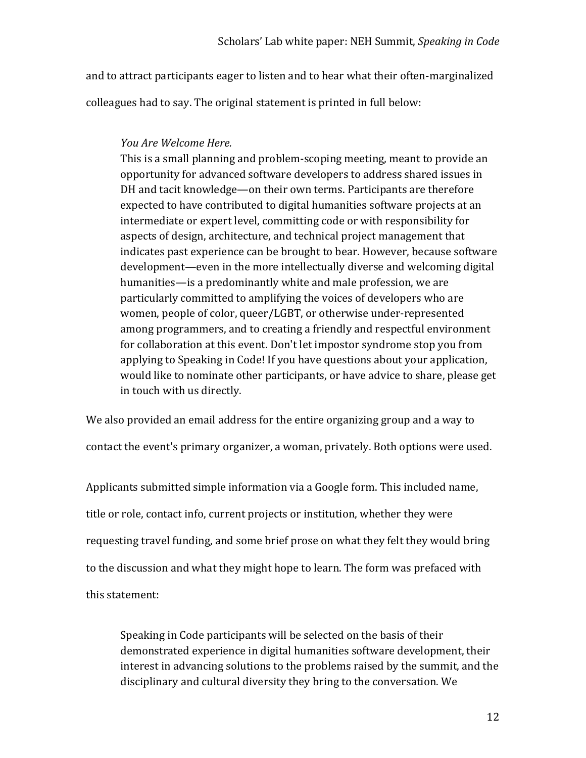and to attract participants eager to listen and to hear what their often-marginalized colleagues had to say. The original statement is printed in full below:

> *You Are Welcome Here.*
> This is a small planning and problem-scoping meeting, meant to provide an opportunity for advanced software developers to address shared issues in DH and tacit knowledge—on their own terms. Participants are therefore expected to have contributed to digital humanities software projects at an intermediate or expert level, committing code or with responsibility for aspects of design, architecture, and technical project management that indicates past experience can be brought to bear. However, because software development—even in the more intellectually diverse and welcoming digital humanities—is a predominantly white and male profession, we are particularly committed to amplifying the voices of developers who are women, people of color, queer/LGBT, or otherwise under-represented among programmers, and to creating a friendly and respectful environment for collaboration at this event. Don't let impostor syndrome stop you from applying to Speaking in Code! If you have questions about your application, would like to nominate other participants, or have advice to share, please get in touch with us directly.

We also provided an email address for the entire organizing group and a way to contact the event's primary organizer, a woman, privately. Both options were used.

Applicants submitted simple information via a Google form. This included name, title or role, contact info, current projects or institution, whether they were requesting travel funding, and some brief prose on what they felt they would bring to the discussion and what they might hope to learn. The form was prefaced with this statement:

> Speaking in Code participants will be selected on the basis of their demonstrated experience in digital humanities software development, their interest in advancing solutions to the problems raised by the summit, and the disciplinary and cultural diversity they bring to the conversation. We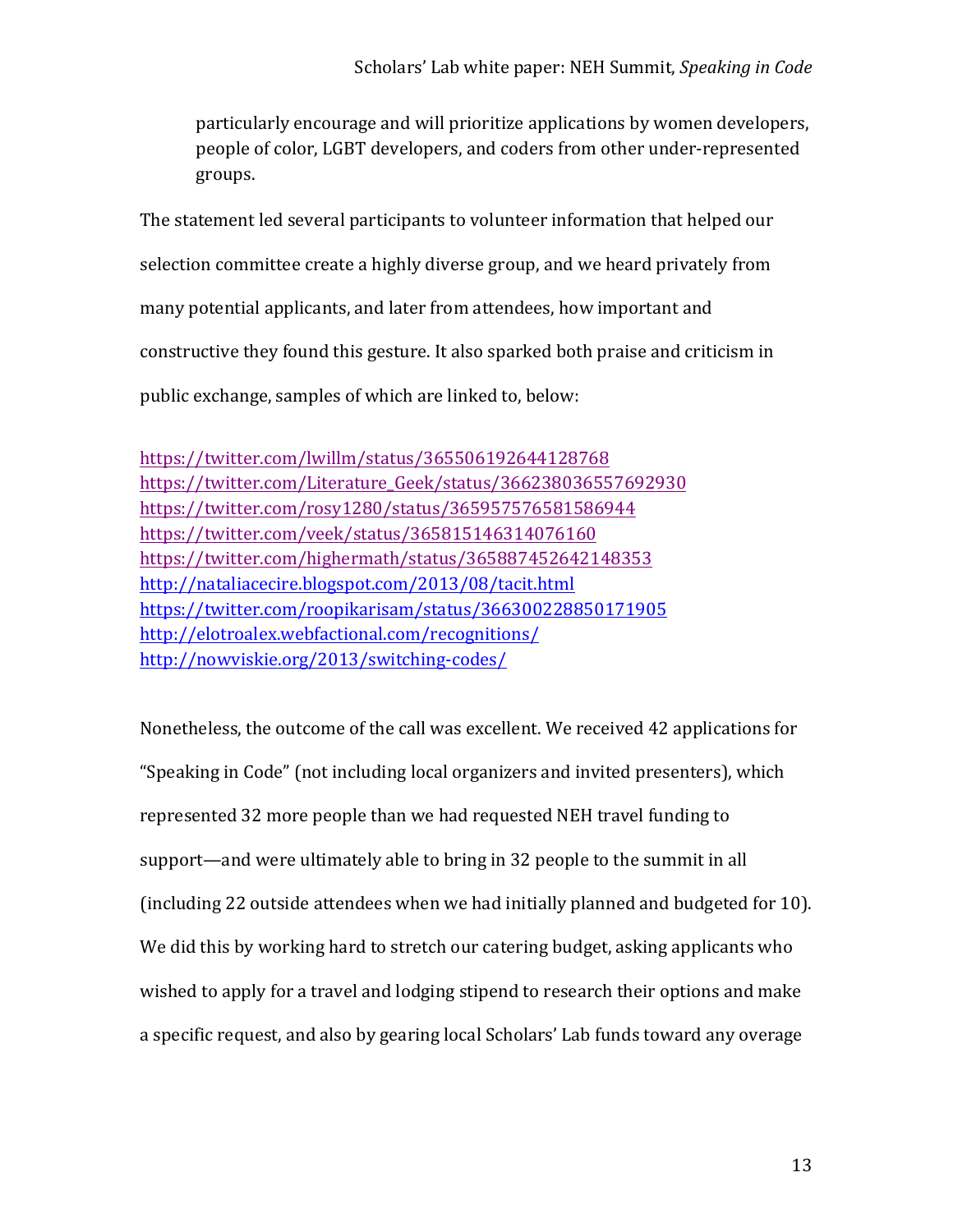particularly encourage and will prioritize applications by women developers, people of color, LGBT developers, and coders from other under-represented groups.

The statement led several participants to volunteer information that helped our selection committee create a highly diverse group, and we heard privately from many potential applicants, and later from attendees, how important and constructive they found this gesture. It also sparked both praise and criticism in public exchange, samples of which are linked to, below:

https://twitter.com/lwillm/status/365506192644128768
https://twitter.com/Literature_Geek/status/366238036557692930
https://twitter.com/rosy1280/status/365957576581586944
https://twitter.com/veek/status/365815146314076160
https://twitter.com/highermath/status/365887452642148353
http://nataliacecire.blogspot.com/2013/08/tacit.html
https://twitter.com/roopikarisam/status/366300228850171905
http://elotroalex.webfactional.com/recognitions/
http://nowviskie.org/2013/switching-codes/

Nonetheless, the outcome of the call was excellent. We received 42 applications for "Speaking in Code" (not including local organizers and invited presenters), which represented 32 more people than we had requested NEH travel funding to support—and were ultimately able to bring in 32 people to the summit in all (including 22 outside attendees when we had initially planned and budgeted for 10). We did this by working hard to stretch our catering budget, asking applicants who wished to apply for a travel and lodging stipend to research their options and make a specific request, and also by gearing local Scholars' Lab funds toward any overage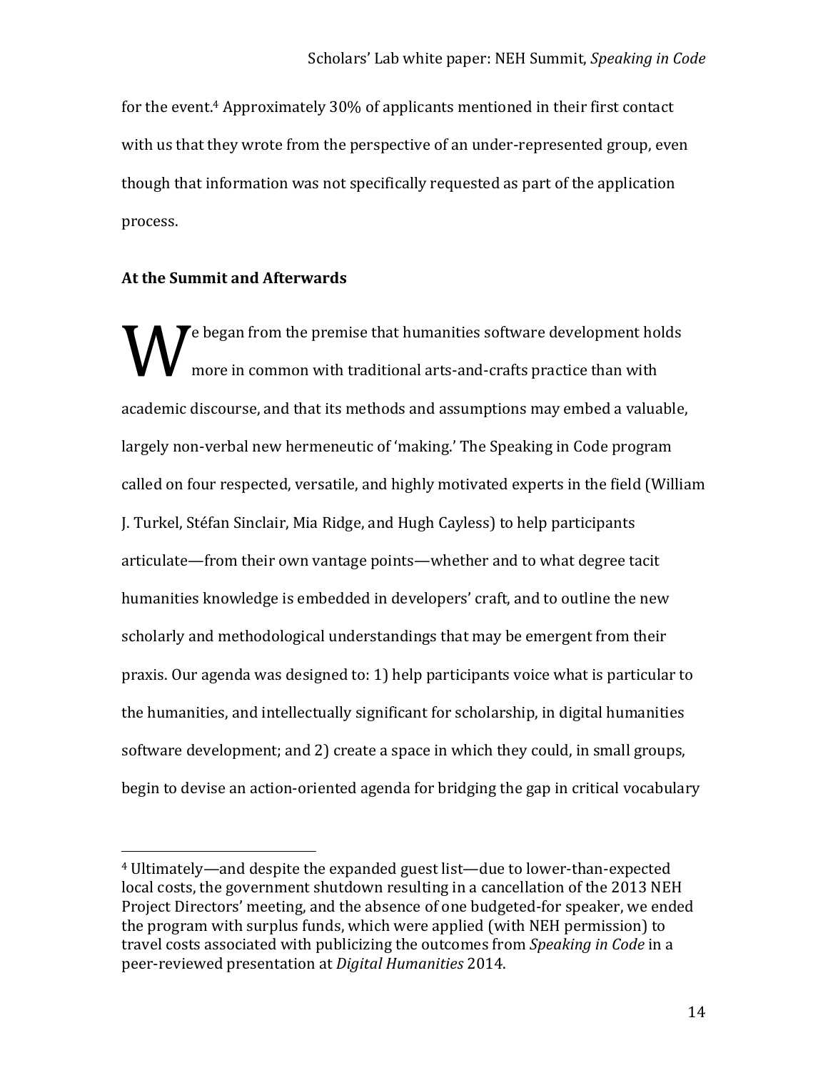for the event.[4] Approximately 30% of applicants mentioned in their first contact with us that they wrote from the perspective of an under-represented group, even though that information was not specifically requested as part of the application process.

**At the Summit and Afterwards**

We began from the premise that humanities software development holds more in common with traditional arts-and-crafts practice than with academic discourse, and that its methods and assumptions may embed a valuable, largely non-verbal new hermeneutic of 'making.' The Speaking in Code program called on four respected, versatile, and highly motivated experts in the field (William J. Turkel, Stéfan Sinclair, Mia Ridge, and Hugh Cayless) to help participants articulate—from their own vantage points—whether and to what degree tacit humanities knowledge is embedded in developers' craft, and to outline the new scholarly and methodological understandings that may be emergent from their praxis. Our agenda was designed to: 1) help participants voice what is particular to the humanities, and intellectually significant for scholarship, in digital humanities software development; and 2) create a space in which they could, in small groups, begin to devise an action-oriented agenda for bridging the gap in critical vocabulary

---

[4] Ultimately—and despite the expanded guest list—due to lower-than-expected local costs, the government shutdown resulting in a cancellation of the 2013 NEH Project Directors' meeting, and the absence of one budgeted-for speaker, we ended the program with surplus funds, which were applied (with NEH permission) to travel costs associated with publicizing the outcomes from *Speaking in Code* in a peer-reviewed presentation at *Digital Humanities* 2014.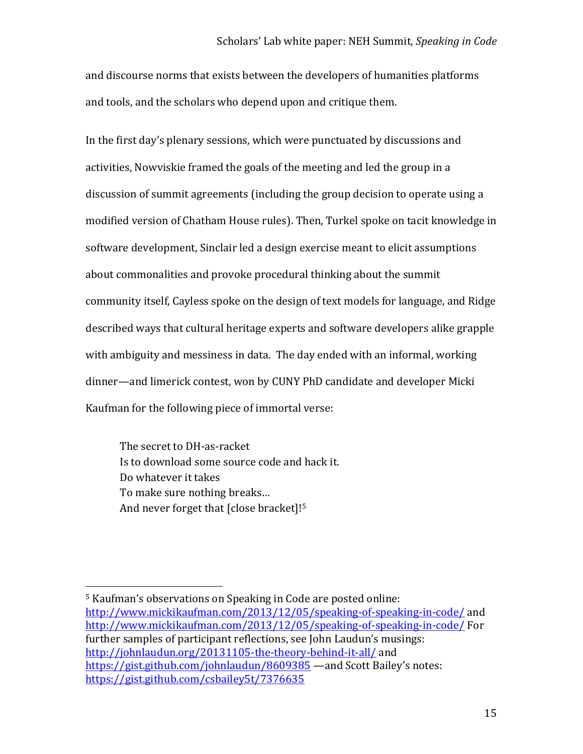and discourse norms that exists between the developers of humanities platforms and tools, and the scholars who depend upon and critique them.

In the first day's plenary sessions, which were punctuated by discussions and activities, Nowviskie framed the goals of the meeting and led the group in a discussion of summit agreements (including the group decision to operate using a modified version of Chatham House rules). Then, Turkel spoke on tacit knowledge in software development, Sinclair led a design exercise meant to elicit assumptions about commonalities and provoke procedural thinking about the summit community itself, Cayless spoke on the design of text models for language, and Ridge described ways that cultural heritage experts and software developers alike grapple with ambiguity and messiness in data. The day ended with an informal, working dinner—and limerick contest, won by CUNY PhD candidate and developer Micki Kaufman for the following piece of immortal verse:

> The secret to DH-as-racket
> Is to download some source code and hack it.
> Do whatever it takes
> To make sure nothing breaks…
> And never forget that [close bracket]![5]

---

[5] Kaufman's observations on Speaking in Code are posted online: http://www.mickikaufman.com/2013/12/05/speaking-of-speaking-in-code/ and http://www.mickikaufman.com/2013/12/05/speaking-of-speaking-in-code/ For further samples of participant reflections, see John Laudun's musings: http://johnlaudun.org/20131105-the-theory-behind-it-all/ and https://gist.github.com/johnlaudun/8609385 —and Scott Bailey's notes: https://gist.github.com/csbailey5t/7376635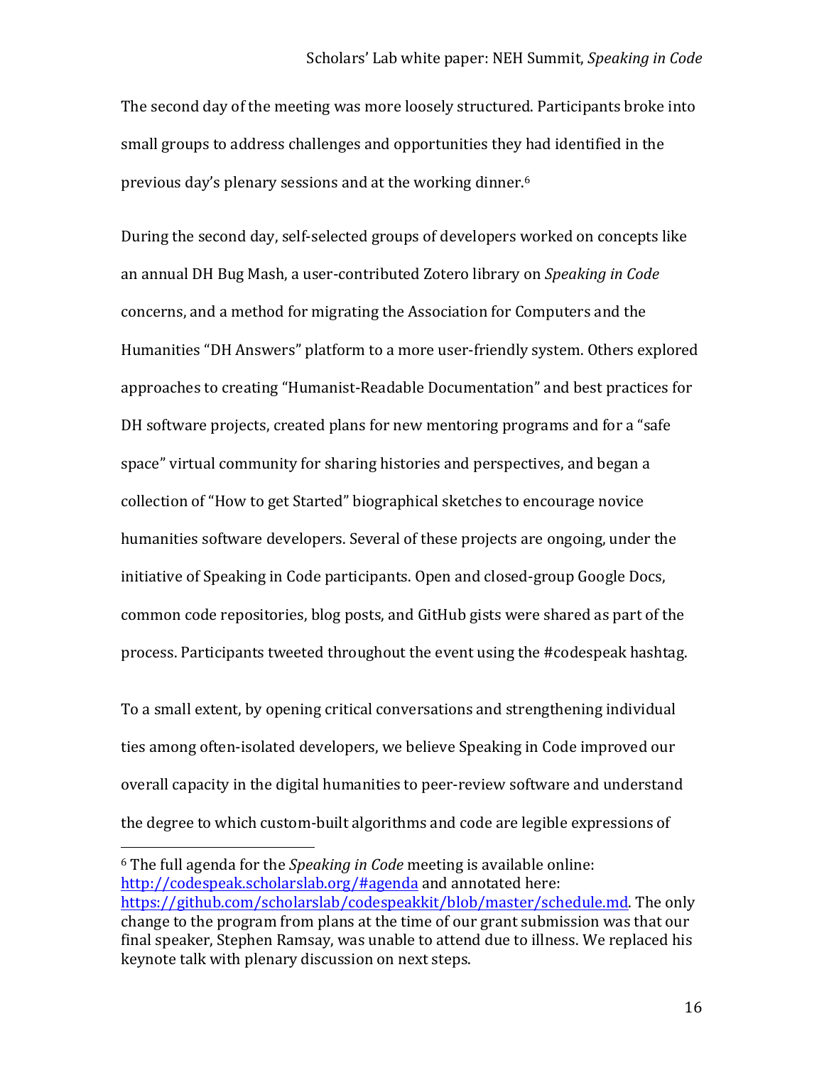The second day of the meeting was more loosely structured. Participants broke into small groups to address challenges and opportunities they had identified in the previous day's plenary sessions and at the working dinner.[6]

During the second day, self-selected groups of developers worked on concepts like an annual DH Bug Mash, a user-contributed Zotero library on *Speaking in Code* concerns, and a method for migrating the Association for Computers and the Humanities "DH Answers" platform to a more user-friendly system. Others explored approaches to creating "Humanist-Readable Documentation" and best practices for DH software projects, created plans for new mentoring programs and for a "safe space" virtual community for sharing histories and perspectives, and began a collection of "How to get Started" biographical sketches to encourage novice humanities software developers. Several of these projects are ongoing, under the initiative of Speaking in Code participants. Open and closed-group Google Docs, common code repositories, blog posts, and GitHub gists were shared as part of the process. Participants tweeted throughout the event using the #codespeak hashtag.

To a small extent, by opening critical conversations and strengthening individual ties among often-isolated developers, we believe Speaking in Code improved our overall capacity in the digital humanities to peer-review software and understand the degree to which custom-built algorithms and code are legible expressions of

---

[6] The full agenda for the *Speaking in Code* meeting is available online: http://codespeak.scholarslab.org/#agenda and annotated here: https://github.com/scholarslab/codespeakkit/blob/master/schedule.md. The only change to the program from plans at the time of our grant submission was that our final speaker, Stephen Ramsay, was unable to attend due to illness. We replaced his keynote talk with plenary discussion on next steps.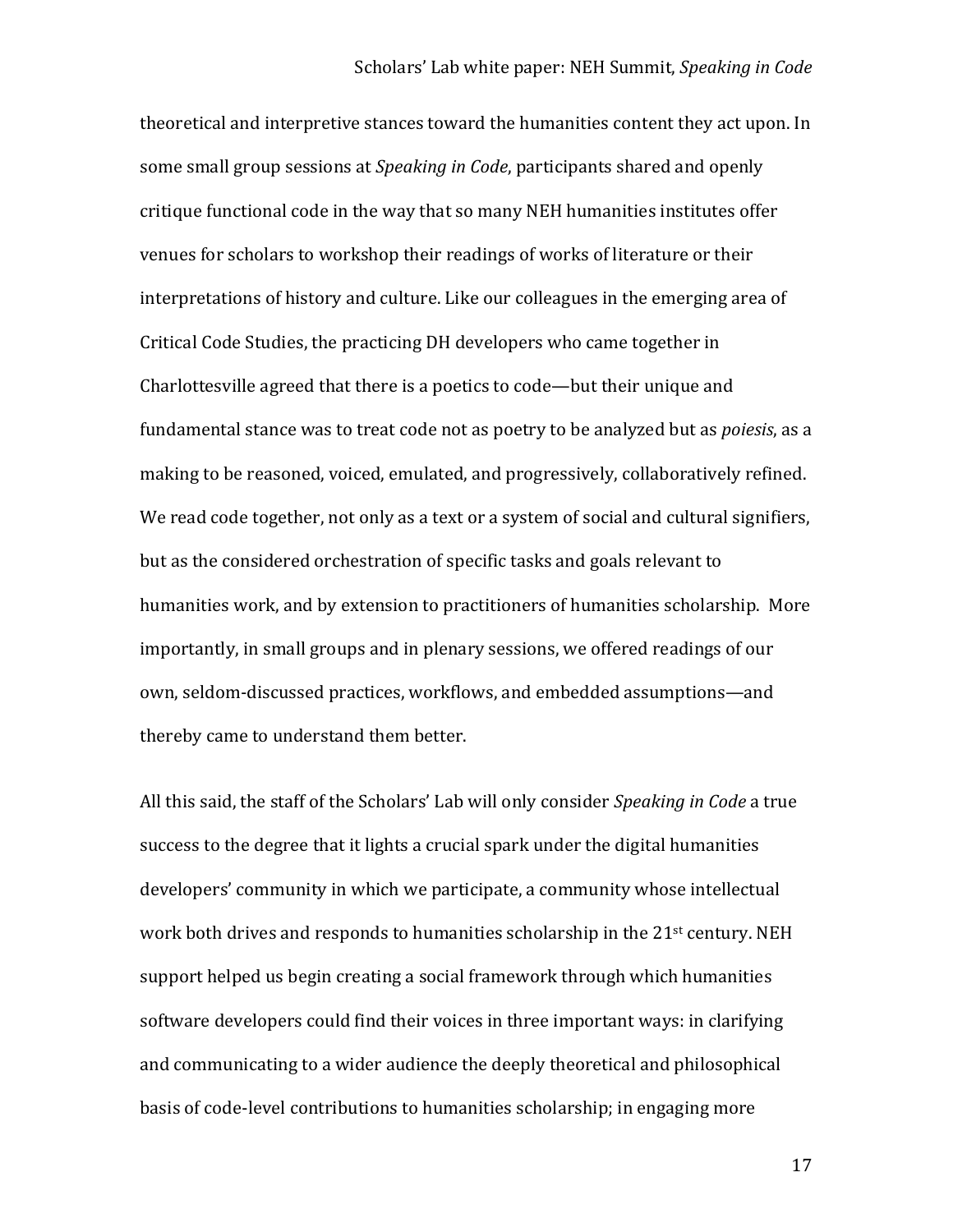theoretical and interpretive stances toward the humanities content they act upon. In some small group sessions at *Speaking in Code*, participants shared and openly critique functional code in the way that so many NEH humanities institutes offer venues for scholars to workshop their readings of works of literature or their interpretations of history and culture. Like our colleagues in the emerging area of Critical Code Studies, the practicing DH developers who came together in Charlottesville agreed that there is a poetics to code—but their unique and fundamental stance was to treat code not as poetry to be analyzed but as *poiesis*, as a making to be reasoned, voiced, emulated, and progressively, collaboratively refined. We read code together, not only as a text or a system of social and cultural signifiers, but as the considered orchestration of specific tasks and goals relevant to humanities work, and by extension to practitioners of humanities scholarship. More importantly, in small groups and in plenary sessions, we offered readings of our own, seldom-discussed practices, workflows, and embedded assumptions—and thereby came to understand them better.

All this said, the staff of the Scholars' Lab will only consider *Speaking in Code* a true success to the degree that it lights a crucial spark under the digital humanities developers' community in which we participate, a community whose intellectual work both drives and responds to humanities scholarship in the 21st century. NEH support helped us begin creating a social framework through which humanities software developers could find their voices in three important ways: in clarifying and communicating to a wider audience the deeply theoretical and philosophical basis of code-level contributions to humanities scholarship; in engaging more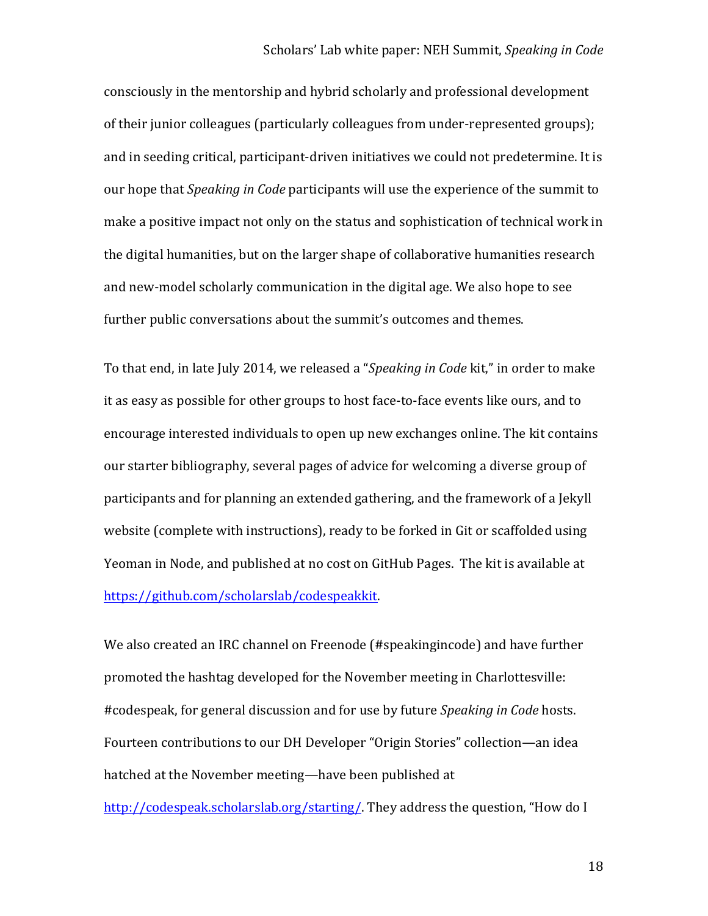consciously in the mentorship and hybrid scholarly and professional development of their junior colleagues (particularly colleagues from under-represented groups); and in seeding critical, participant-driven initiatives we could not predetermine. It is our hope that *Speaking in Code* participants will use the experience of the summit to make a positive impact not only on the status and sophistication of technical work in the digital humanities, but on the larger shape of collaborative humanities research and new-model scholarly communication in the digital age. We also hope to see further public conversations about the summit's outcomes and themes.

To that end, in late July 2014, we released a "*Speaking in Code* kit," in order to make it as easy as possible for other groups to host face-to-face events like ours, and to encourage interested individuals to open up new exchanges online. The kit contains our starter bibliography, several pages of advice for welcoming a diverse group of participants and for planning an extended gathering, and the framework of a Jekyll website (complete with instructions), ready to be forked in Git or scaffolded using Yeoman in Node, and published at no cost on GitHub Pages. The kit is available at [https://github.com/scholarslab/codespeakkit](https://github.com/scholarslab/codespeakkit).

We also created an IRC channel on Freenode (#speakingincode) and have further promoted the hashtag developed for the November meeting in Charlottesville: #codespeak, for general discussion and for use by future *Speaking in Code* hosts. Fourteen contributions to our DH Developer "Origin Stories" collection—an idea hatched at the November meeting—have been published at [http://codespeak.scholarslab.org/starting/](http://codespeak.scholarslab.org/starting/). They address the question, "How do I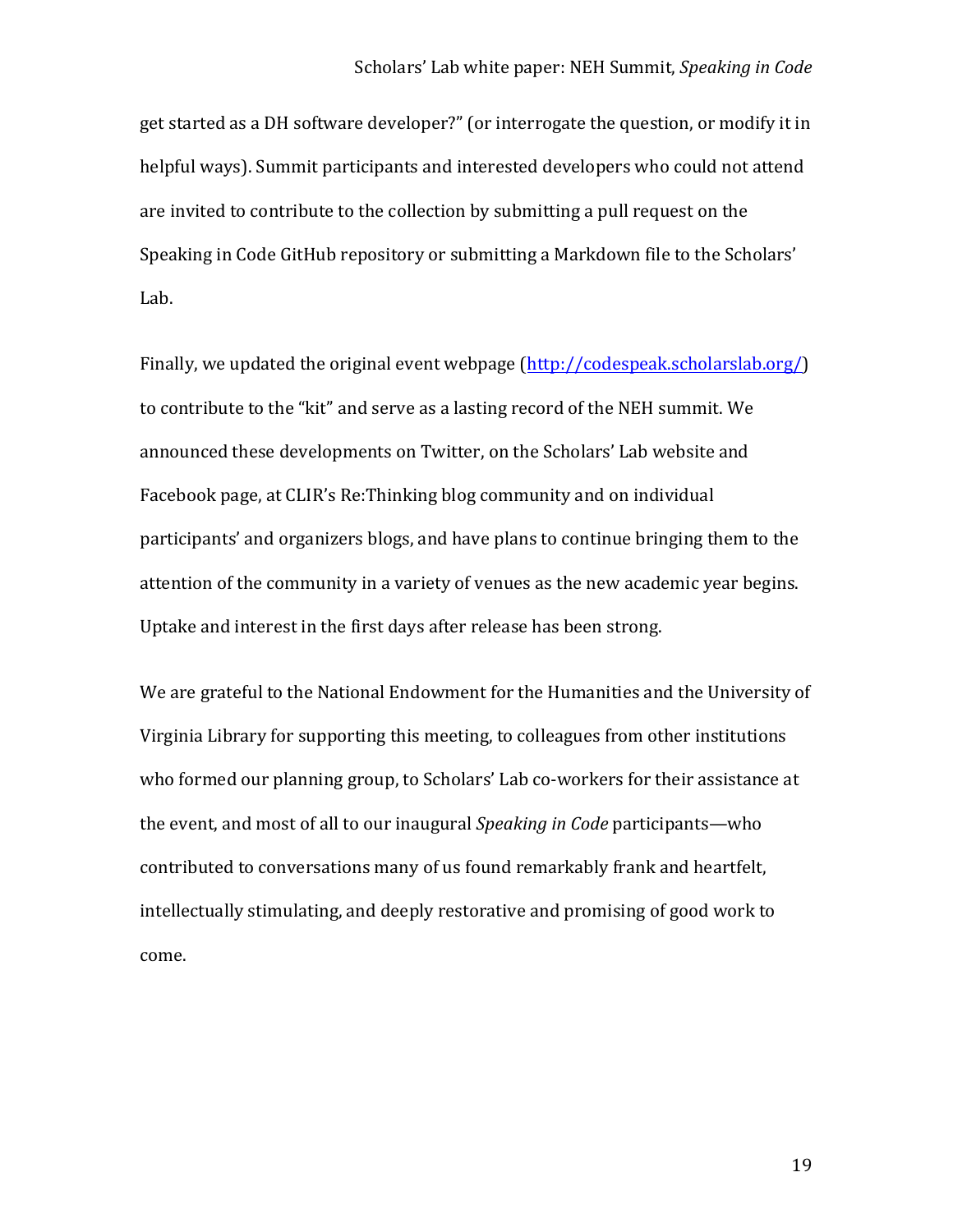get started as a DH software developer?" (or interrogate the question, or modify it in helpful ways). Summit participants and interested developers who could not attend are invited to contribute to the collection by submitting a pull request on the Speaking in Code GitHub repository or submitting a Markdown file to the Scholars' Lab.

Finally, we updated the original event webpage (http://codespeak.scholarslab.org/) to contribute to the "kit" and serve as a lasting record of the NEH summit. We announced these developments on Twitter, on the Scholars' Lab website and Facebook page, at CLIR's Re:Thinking blog community and on individual participants' and organizers blogs, and have plans to continue bringing them to the attention of the community in a variety of venues as the new academic year begins. Uptake and interest in the first days after release has been strong.

We are grateful to the National Endowment for the Humanities and the University of Virginia Library for supporting this meeting, to colleagues from other institutions who formed our planning group, to Scholars' Lab co-workers for their assistance at the event, and most of all to our inaugural *Speaking in Code* participants—who contributed to conversations many of us found remarkably frank and heartfelt, intellectually stimulating, and deeply restorative and promising of good work to come.